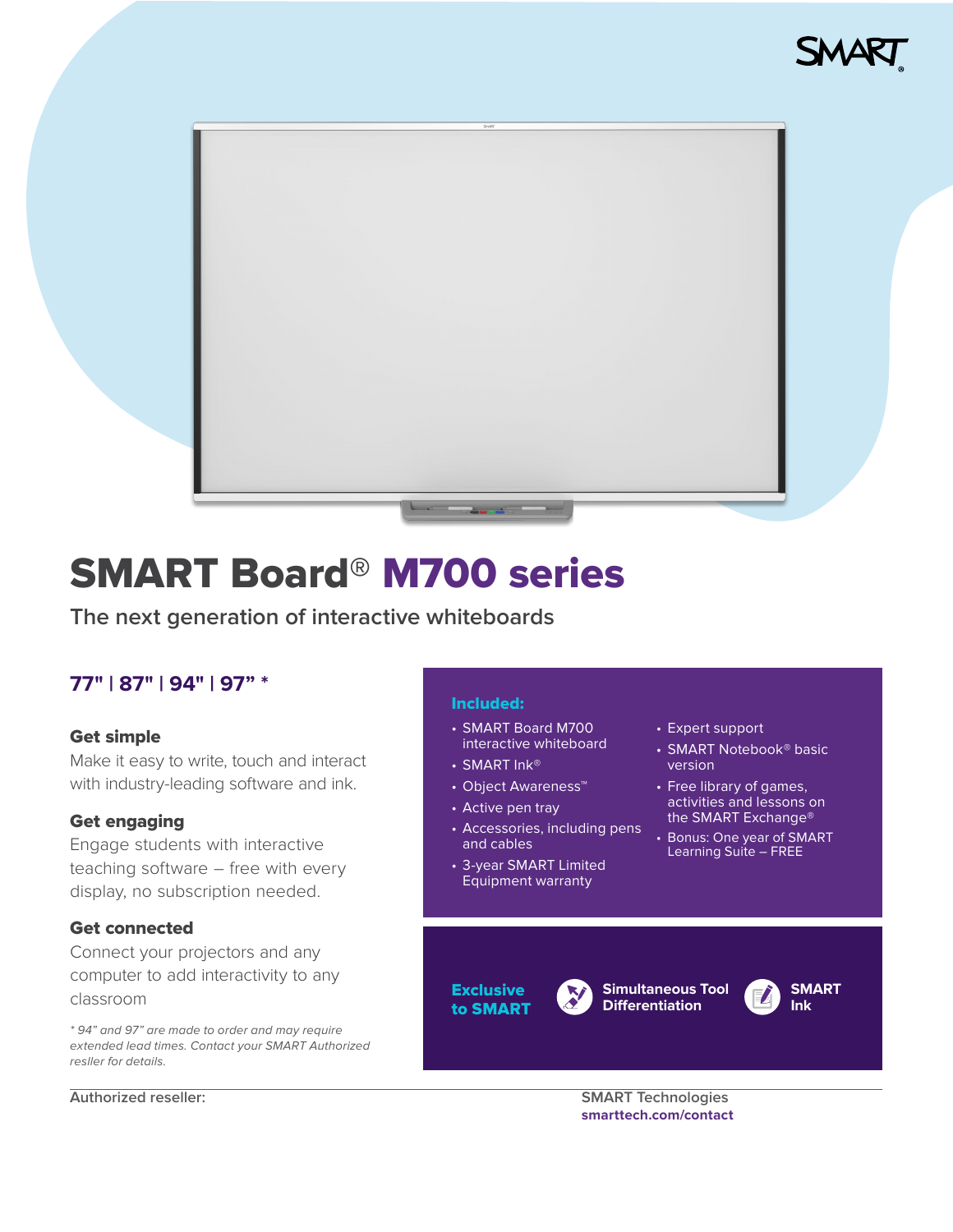SMART

# SMART Board® M700 series

The next generation of interactive whiteboards

## 77" | 87" | 94" | 97" *

### Get simple

Make it easy to write, touch and interact with industry-leading software and ink.

### Get engaging

Engage students with interactive teaching software – free with every display, no subscription needed.

### Get connected

Connect your projectors and any computer to add interactivity to any classroom

*\* 94" and 97" are made to order and may require extended lead times. Contact your SMART Authorized resller for details.*

### Included:

- SMART Board M700 interactive whiteboard
- SMART Ink®
- Object Awareness™
- Active pen tray
- Accessories, including pens and cables
- 3-year SMART Limited Equipment warranty
- Expert support
- SMART Notebook® basic version
- Free library of games, activities and lessons on the SMART Exchange®
- Bonus: One year of SMART Learning Suite – FREE

**Exclusive to SMART**

- Simultaneous Tool Differentiation
- SMART Ink

Authorized reseller:

SMART Technologies
smarttech.com/contact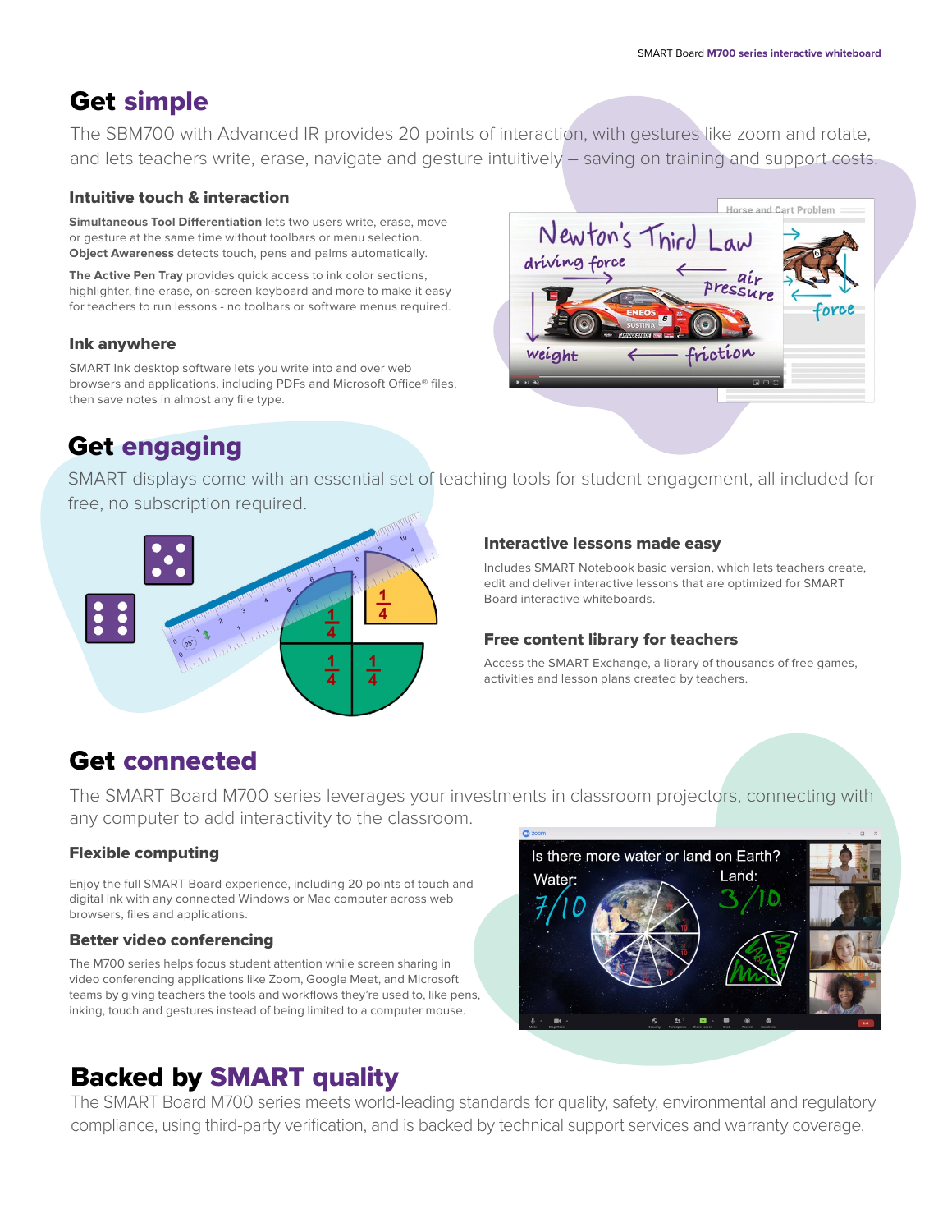# Get simple

The SBM700 with Advanced IR provides 20 points of interaction, with gestures like zoom and rotate, and lets teachers write, erase, navigate and gesture intuitively – saving on training and support costs.

### Intuitive touch & interaction

**Simultaneous Tool Differentiation** lets two users write, erase, move or gesture at the same time without toolbars or menu selection. **Object Awareness** detects touch, pens and palms automatically.

**The Active Pen Tray** provides quick access to ink color sections, highlighter, fine erase, on-screen keyboard and more to make it easy for teachers to run lessons - no toolbars or software menus required.

### Ink anywhere

SMART Ink desktop software lets you write into and over web browsers and applications, including PDFs and Microsoft Office® files, then save notes in almost any file type.

# Get engaging

SMART displays come with an essential set of teaching tools for student engagement, all included for free, no subscription required.

### Interactive lessons made easy

Includes SMART Notebook basic version, which lets teachers create, edit and deliver interactive lessons that are optimized for SMART Board interactive whiteboards.

### Free content library for teachers

Access the SMART Exchange, a library of thousands of free games, activities and lesson plans created by teachers.

# Get connected

The SMART Board M700 series leverages your investments in classroom projectors, connecting with any computer to add interactivity to the classroom.

### Flexible computing

Enjoy the full SMART Board experience, including 20 points of touch and digital ink with any connected Windows or Mac computer across web browsers, files and applications.

### Better video conferencing

The M700 series helps focus student attention while screen sharing in video conferencing applications like Zoom, Google Meet, and Microsoft teams by giving teachers the tools and workflows they're used to, like pens, inking, touch and gestures instead of being limited to a computer mouse.

# Backed by SMART quality

The SMART Board M700 series meets world-leading standards for quality, safety, environmental and regulatory compliance, using third-party verification, and is backed by technical support services and warranty coverage.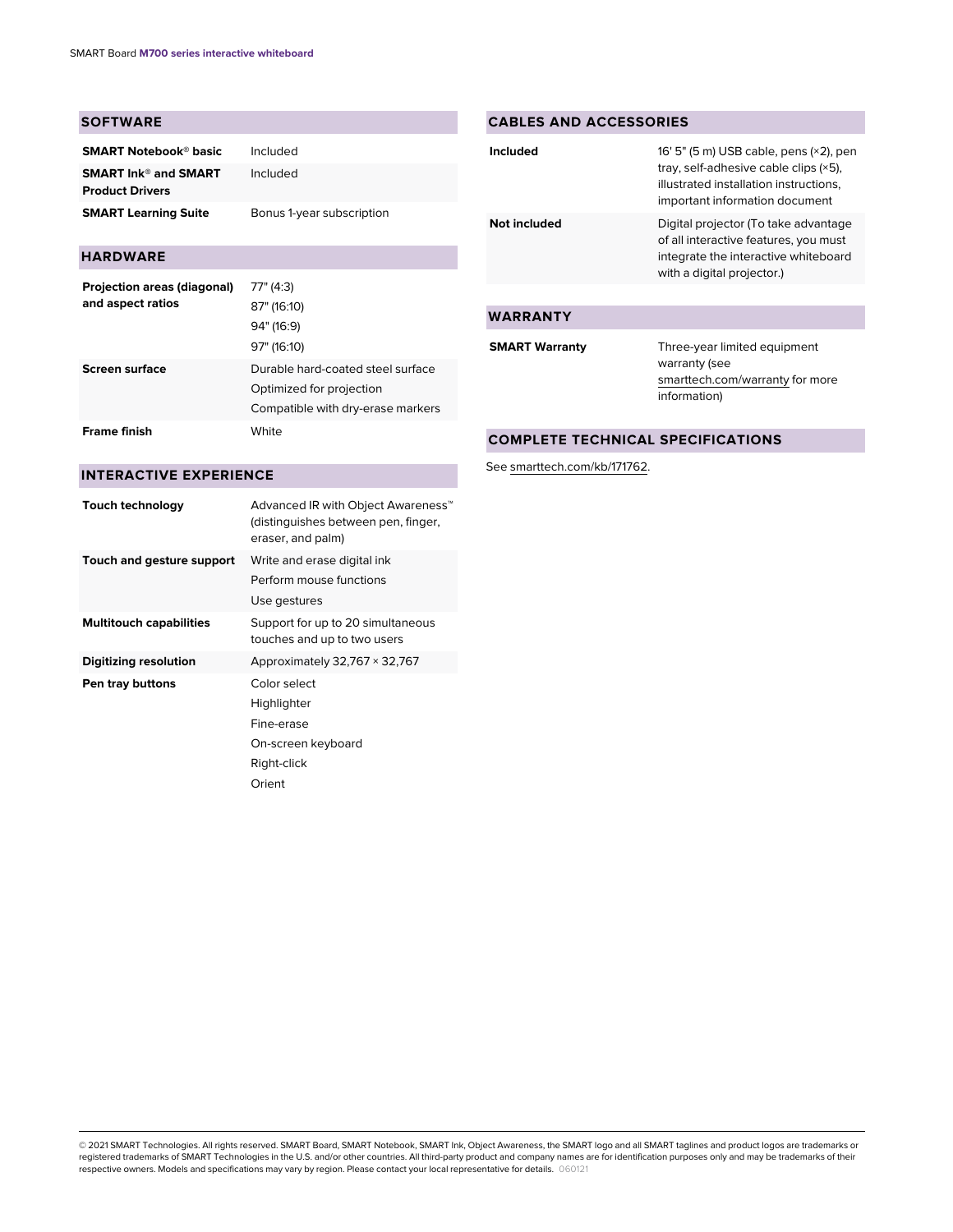## SOFTWARE

| | |
|---|---|
| **SMART Notebook® basic** | Included |
| **SMART Ink® and SMART Product Drivers** | Included |
| **SMART Learning Suite** | Bonus 1-year subscription |

## HARDWARE

| | |
|---|---|
| **Projection areas (diagonal) and aspect ratios** | 77" (4:3)<br>87" (16:10)<br>94" (16:9)<br>97" (16:10) |
| **Screen surface** | Durable hard-coated steel surface<br>Optimized for projection<br>Compatible with dry-erase markers |
| **Frame finish** | White |

## INTERACTIVE EXPERIENCE

| | |
|---|---|
| **Touch technology** | Advanced IR with Object Awareness™ (distinguishes between pen, finger, eraser, and palm) |
| **Touch and gesture support** | Write and erase digital ink<br>Perform mouse functions<br>Use gestures |
| **Multitouch capabilities** | Support for up to 20 simultaneous touches and up to two users |
| **Digitizing resolution** | Approximately 32,767 × 32,767 |
| **Pen tray buttons** | Color select<br>Highlighter<br>Fine-erase<br>On-screen keyboard<br>Right-click<br>Orient |

## CABLES AND ACCESSORIES

| | |
|---|---|
| **Included** | 16' 5" (5 m) USB cable, pens (×2), pen tray, self-adhesive cable clips (×5), illustrated installation instructions, important information document |
| **Not included** | Digital projector (To take advantage of all interactive features, you must integrate the interactive whiteboard with a digital projector.) |

## WARRANTY

| | |
|---|---|
| **SMART Warranty** | Three-year limited equipment warranty (see smarttech.com/warranty for more information) |

## COMPLETE TECHNICAL SPECIFICATIONS

See smarttech.com/kb/171762.

© 2021 SMART Technologies. All rights reserved. SMART Board, SMART Notebook, SMART Ink, Object Awareness, the SMART logo and all SMART taglines and product logos are trademarks or registered trademarks of SMART Technologies in the U.S. and/or other countries. All third-party product and company names are for identification purposes only and may be trademarks of their respective owners. Models and specifications may vary by region. Please contact your local representative for details. 060121